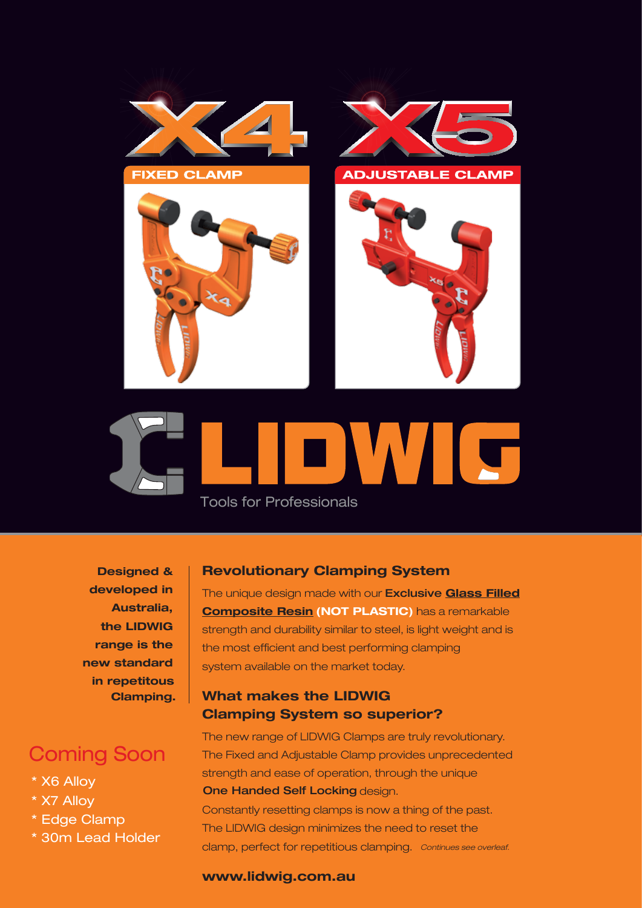# X4 X5

**FIXED CLAMP**

**ADJUSTABLE CLAMP**

# LIDWIG

Tools for Professionals

**Designed & developed in Australia, the LIDWIG range is the new standard in repetitous Clamping.**

## Coming Soon

* X6 Alloy
* X7 Alloy
* Edge Clamp
* 30m Lead Holder

## Revolutionary Clamping System

The unique design made with our **Exclusive Glass Filled Composite Resin (NOT PLASTIC)** has a remarkable strength and durability similar to steel, is light weight and is the most efficient and best performing clamping system available on the market today.

## What makes the LIDWIG Clamping System so superior?

The new range of LIDWIG Clamps are truly revolutionary. The Fixed and Adjustable Clamp provides unprecedented strength and ease of operation, through the unique **One Handed Self Locking** design.

Constantly resetting clamps is now a thing of the past. The LIDWIG design minimizes the need to reset the clamp, perfect for repetitious clamping. *Continues see overleaf.*

**www.lidwig.com.au**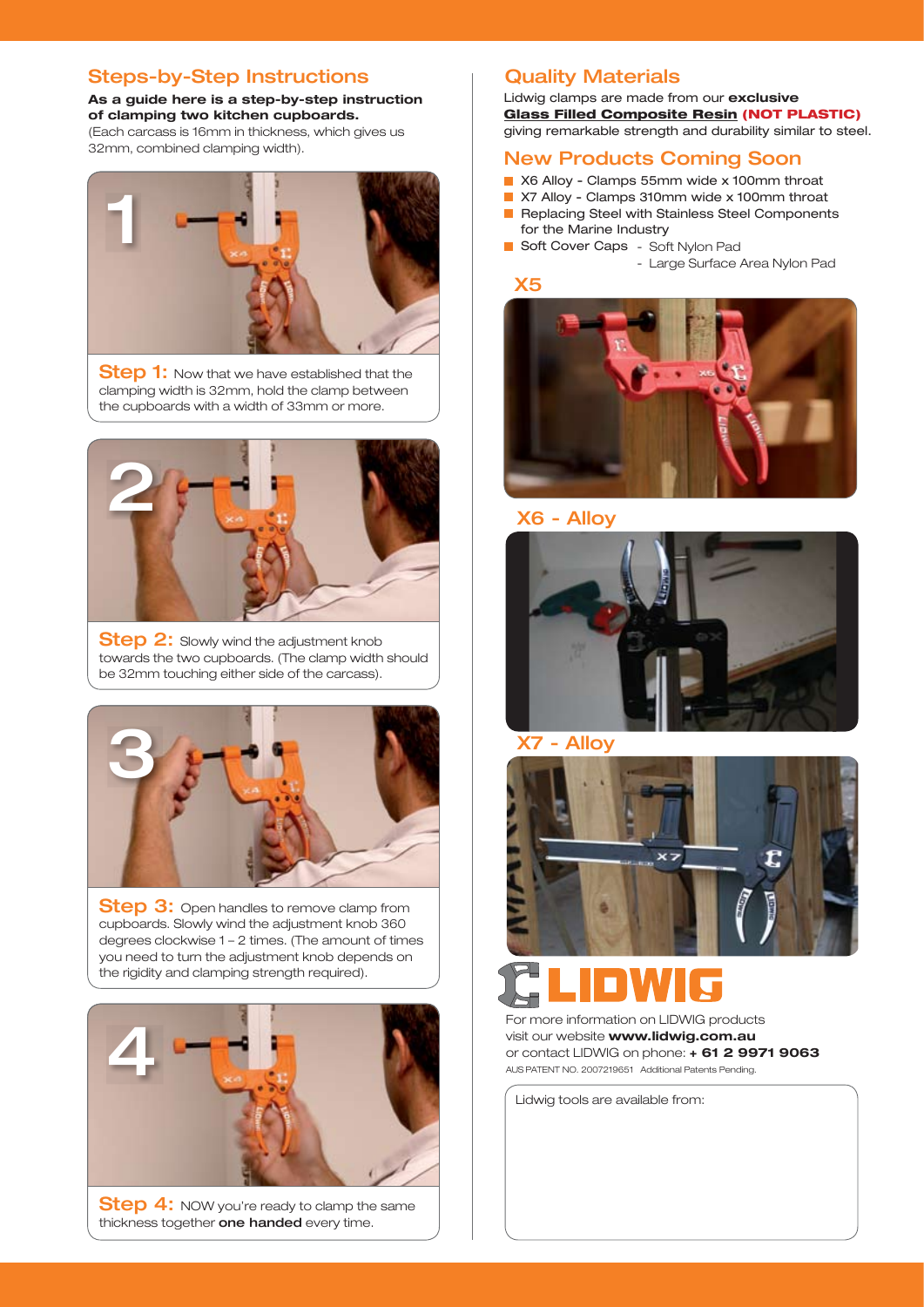## Steps-by-Step Instructions

**As a guide here is a step-by-step instruction of clamping two kitchen cupboards.**
(Each carcass is 16mm in thickness, which gives us 32mm, combined clamping width).

**Step 1:** Now that we have established that the clamping width is 32mm, hold the clamp between the cupboards with a width of 33mm or more.

**Step 2:** Slowly wind the adjustment knob towards the two cupboards. (The clamp width should be 32mm touching either side of the carcass).

**Step 3:** Open handles to remove clamp from cupboards. Slowly wind the adjustment knob 360 degrees clockwise 1 – 2 times. (The amount of times you need to turn the adjustment knob depends on the rigidity and clamping strength required).

**Step 4:** NOW you're ready to clamp the same thickness together **one handed** every time.

## Quality Materials

Lidwig clamps are made from our **exclusive Glass Filled Composite Resin (NOT PLASTIC)** giving remarkable strength and durability similar to steel.

## New Products Coming Soon

- X6 Alloy - Clamps 55mm wide x 100mm throat
- X7 Alloy - Clamps 310mm wide x 100mm throat
- Replacing Steel with Stainless Steel Components for the Marine Industry
- Soft Cover Caps - Soft Nylon Pad
  - Large Surface Area Nylon Pad

X5

X6 - Alloy

X7 - Alloy

LIDWIG

For more information on LIDWIG products visit our website **www.lidwig.com.au** or contact LIDWIG on phone: **+ 61 2 9971 9063**

AUS PATENT NO. 2007219651 Additional Patents Pending.

Lidwig tools are available from: